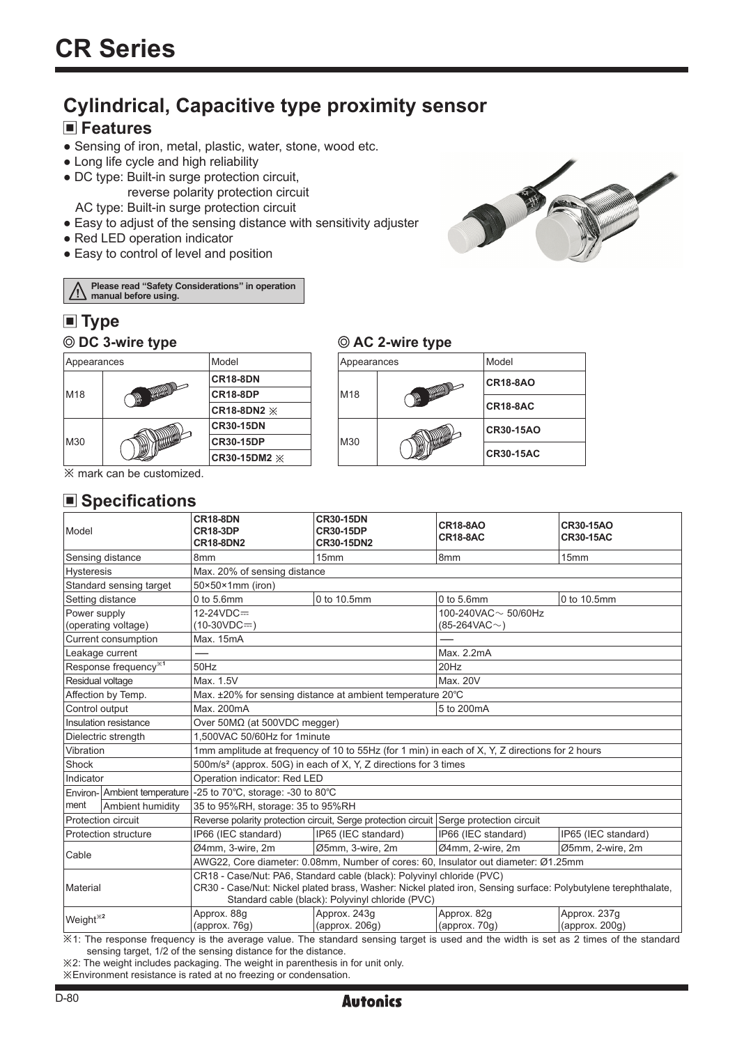# CR Series

## Cylindrical, Capacitive type proximity sensor

### ■ Features

- Sensing of iron, metal, plastic, water, stone, wood etc.
- Long life cycle and high reliability
- DC type: Built-in surge protection circuit,
  reverse polarity protection circuit
  AC type: Built-in surge protection circuit
- Easy to adjust of the sensing distance with sensitivity adjuster
- Red LED operation indicator
- Easy to control of level and position

⚠ Please read "Safety Considerations" in operation manual before using.

### ■ Type

#### ◎ DC 3-wire type

| Appearances | | Model |
|---|---|---|
| M18 | | **CR18-8DN** |
| | | **CR18-8DP** |
| | | **CR18-8DN2** ※ |
| M30 | | **CR30-15DN** |
| | | **CR30-15DP** |
| | | **CR30-15DM2** ※ |

※ mark can be customized.

#### ◎ AC 2-wire type

| Appearances | | Model |
|---|---|---|
| M18 | | **CR18-8AO** |
| | | **CR18-8AC** |
| M30 | | **CR30-15AO** |
| | | **CR30-15AC** |

### ■ Specifications

| Model | | **CR18-8DN** **CR18-3DP** **CR18-8DN2** | **CR30-15DN** **CR30-15DP** **CR30-15DN2** | **CR18-8AO** **CR18-8AC** | **CR30-15AO** **CR30-15AC** |
|---|---|---|---|---|---|
| Sensing distance | | 8mm | 15mm | 8mm | 15mm |
| Hysteresis | | Max. 20% of sensing distance | | | |
| Standard sensing target | | 50×50×1mm (iron) | | | |
| Setting distance | | 0 to 5.6mm | 0 to 10.5mm | 0 to 5.6mm | 0 to 10.5mm |
| Power supply (operating voltage) | | 12-24VDC⎓ (10-30VDC⎓) | | 100-240VAC∼ 50/60Hz (85-264VAC∼) | |
| Current consumption | | Max. 15mA | | ― | |
| Leakage current | | ― | | Max. 2.2mA | |
| Response frequency※1 | | 50Hz | | 20Hz | |
| Residual voltage | | Max. 1.5V | | Max. 20V | |
| Affection by Temp. | | Max. ±20% for sensing distance at ambient temperature 20℃ | | | |
| Control output | | Max. 200mA | | 5 to 200mA | |
| Insulation resistance | | Over 50MΩ (at 500VDC megger) | | | |
| Dielectric strength | | 1,500VAC 50/60Hz for 1minute | | | |
| Vibration | | 1mm amplitude at frequency of 10 to 55Hz (for 1 min) in each of X, Y, Z directions for 2 hours | | | |
| Shock | | 500m/s² (approx. 50G) in each of X, Y, Z directions for 3 times | | | |
| Indicator | | Operation indicator: Red LED | | | |
| Environment | Ambient temperature | -25 to 70℃, storage: -30 to 80℃ | | | |
| | Ambient humidity | 35 to 95%RH, storage: 35 to 95%RH | | | |
| Protection circuit | | Reverse polarity protection circuit, Serge protection circuit | | Serge protection circuit | |
| Protection structure | | IP66 (IEC standard) | IP65 (IEC standard) | IP66 (IEC standard) | IP65 (IEC standard) |
| Cable | | Ø4mm, 3-wire, 2m | Ø5mm, 3-wire, 2m | Ø4mm, 2-wire, 2m | Ø5mm, 2-wire, 2m |
| | | AWG22, Core diameter: 0.08mm, Number of cores: 60, Insulator out diameter: Ø1.25mm | | | |
| Material | | CR18 - Case/Nut: PA6, Standard cable (black): Polyvinyl chloride (PVC) CR30 - Case/Nut: Nickel plated brass, Washer: Nickel plated iron, Sensing surface: Polybutylene terephthalate, Standard cable (black): Polyvinyl chloride (PVC) | | | |
| Weight※2 | | Approx. 88g (approx. 76g) | Approx. 243g (approx. 206g) | Approx. 82g (approx. 70g) | Approx. 237g (approx. 200g) |

※1: The response frequency is the average value. The standard sensing target is used and the width is set as 2 times of the standard sensing target, 1/2 of the sensing distance for the distance.

※2: The weight includes packaging. The weight in parenthesis in for unit only.

※Environment resistance is rated at no freezing or condensation.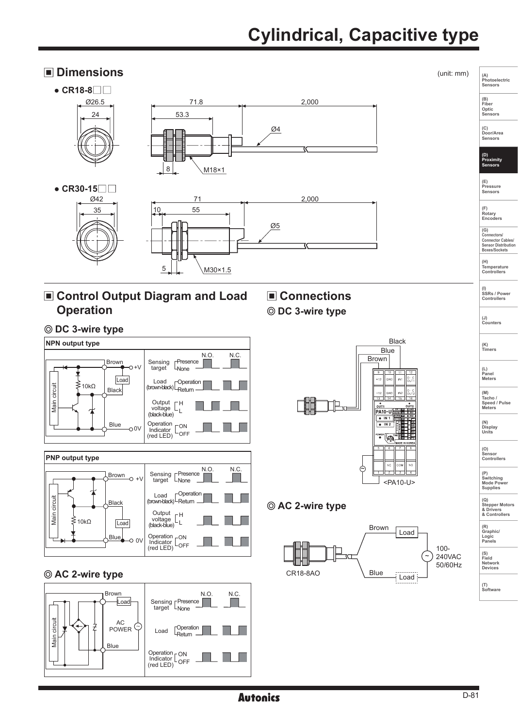# Cylindrical, Capacitive type

## ■ Dimensions

(unit: mm)

- **CR18-8□□**

Ø26.5, 24, 71.8, 53.3, 2,000, Ø4, 8, M18×1

- **CR30-15□□**

Ø42, 35, 71, 10, 55, 2,000, Ø5, 5, M30×1.5

## ■ Control Output Diagram and Load Operation

### ◎ DC 3-wire type

**NPN output type**

Brown, +V, Load, 10kΩ, Black, Main circuit, Blue, 0V

Sensing target: Presence / None (N.O., N.C.)
Load (brown-black): Operation / Return
Output voltage (black-blue): H / L
Operation Indicator (red LED): ON / OFF

**PNP output type**

Brown, +V, Black, Main circuit, 10kΩ, Load, Blue, 0V

Sensing target: Presence / None (N.O., N.C.)
Load (brown-black): Operation / Return
Output voltage (black-blue): H / L
Operation Indicator (red LED): ON / OFF

### ◎ AC 2-wire type

Brown, Load, Main circuit, AC POWER, Blue

Sensing target: Presence / None (N.O., N.C.)
Load: Operation / Return
Operation Indicator (red LED): ON / OFF

## ■ Connections

### ◎ DC 3-wire type

Black, Blue, Brown

<PA10-U>

### ◎ AC 2-wire type

Brown, Load, 100-240VAC 50/60Hz, Blue, Load

CR18-8AO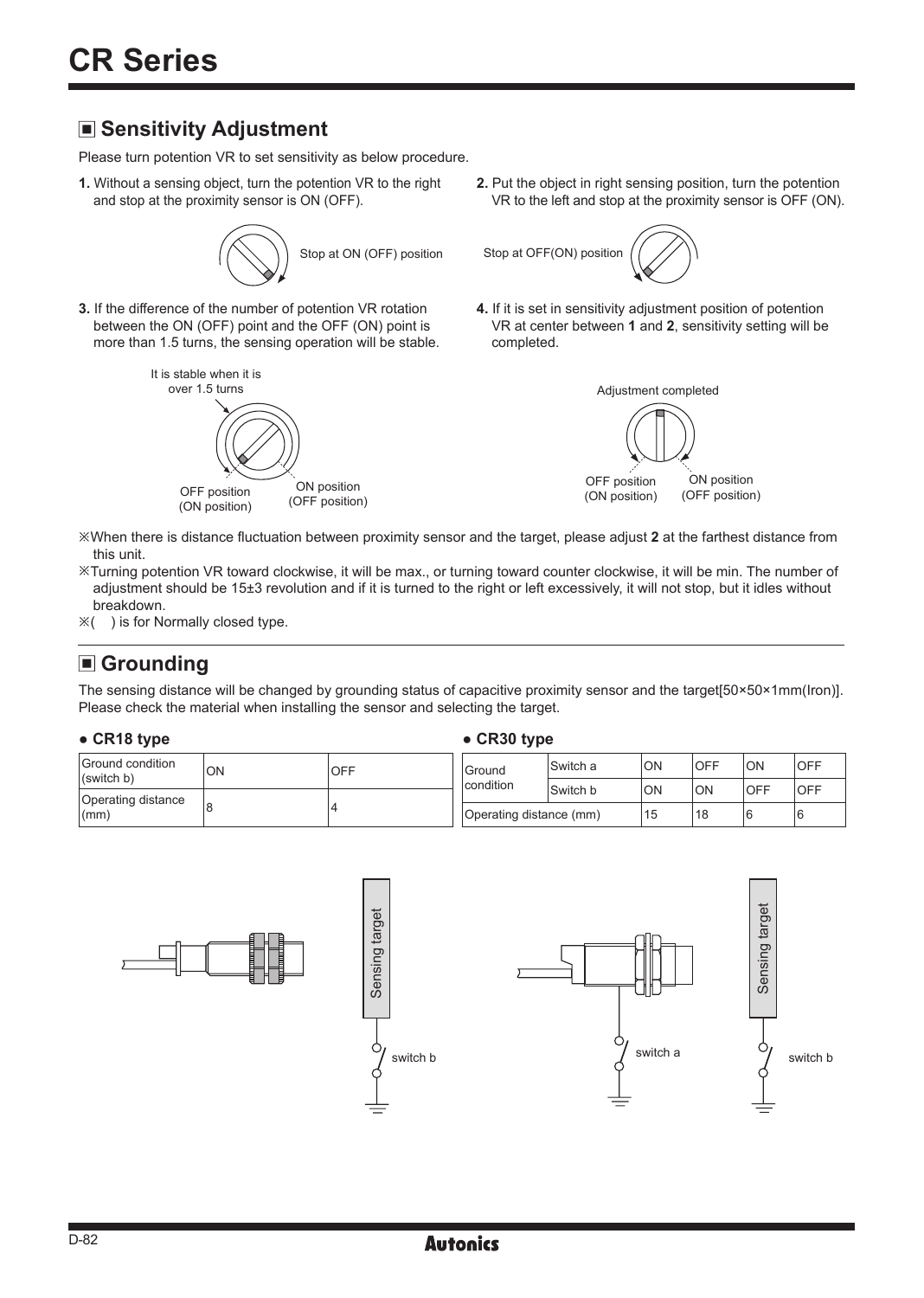# CR Series

## ◼ Sensitivity Adjustment

Please turn potention VR to set sensitivity as below procedure.

**1.** Without a sensing object, turn the potention VR to the right and stop at the proximity sensor is ON (OFF).

Stop at ON (OFF) position

**2.** Put the object in right sensing position, turn the potention VR to the left and stop at the proximity sensor is OFF (ON).

Stop at OFF(ON) position

**3.** If the difference of the number of potention VR rotation between the ON (OFF) point and the OFF (ON) point is more than 1.5 turns, the sensing operation will be stable.

It is stable when it is over 1.5 turns

OFF position (ON position)

ON position (OFF position)

**4.** If it is set in sensitivity adjustment position of potention VR at center between **1** and **2**, sensitivity setting will be completed.

Adjustment completed

OFF position (ON position)

ON position (OFF position)

※When there is distance fluctuation between proximity sensor and the target, please adjust **2** at the farthest distance from this unit.

※Turning potention VR toward clockwise, it will be max., or turning toward counter clockwise, it will be min. The number of adjustment should be 15±3 revolution and if it is turned to the right or left excessively, it will not stop, but it idles without breakdown.

※( ) is for Normally closed type.

## ◼ Grounding

The sensing distance will be changed by grounding status of capacitive proximity sensor and the target[50×50×1mm(Iron)]. Please check the material when installing the sensor and selecting the target.

### ● CR18 type

| Ground condition (switch b) | ON | OFF |
|---|---|---|
| Operating distance (mm) | 8 | 4 |

### ● CR30 type

| Ground condition | Switch a | ON | OFF | ON | OFF |
|---|---|---|---|---|---|
| | Switch b | ON | ON | OFF | OFF |
| Operating distance (mm) | | 15 | 18 | 6 | 6 |

Sensing target

switch b

switch a

Sensing target

switch b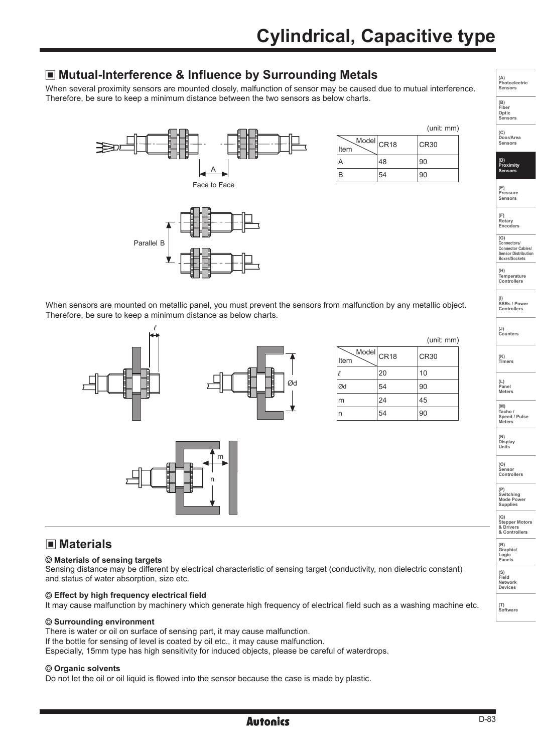## ■ Mutual-Interference & Influence by Surrounding Metals

When several proximity sensors are mounted closely, malfunction of sensor may be caused due to mutual interference. Therefore, be sure to keep a minimum distance between the two sensors as below charts.

A

Face to Face

Parallel B

(unit: mm)

| Item \ Model | CR18 | CR30 |
|---|---|---|
| A | 48 | 90 |
| B | 54 | 90 |

When sensors are mounted on metallic panel, you must prevent the sensors from malfunction by any metallic object. Therefore, be sure to keep a minimum distance as below charts.

ℓ

Ød

m

n

(unit: mm)

| Item \ Model | CR18 | CR30 |
|---|---|---|
| ℓ | 20 | 10 |
| Ød | 54 | 90 |
| m | 24 | 45 |
| n | 54 | 90 |

## ■ Materials

### ◎ Materials of sensing targets

Sensing distance may be different by electrical characteristic of sensing target (conductivity, non dielectric constant) and status of water absorption, size etc.

### ◎ Effect by high frequency electrical field

It may cause malfunction by machinery which generate high frequency of electrical field such as a washing machine etc.

### ◎ Surrounding environment

There is water or oil on surface of sensing part, it may cause malfunction.
If the bottle for sensing of level is coated by oil etc., it may cause malfunction.
Especially, 15mm type has high sensitivity for induced objects, please be careful of waterdrops.

### ◎ Organic solvents

Do not let the oil or oil liquid is flowed into the sensor because the case is made by plastic.